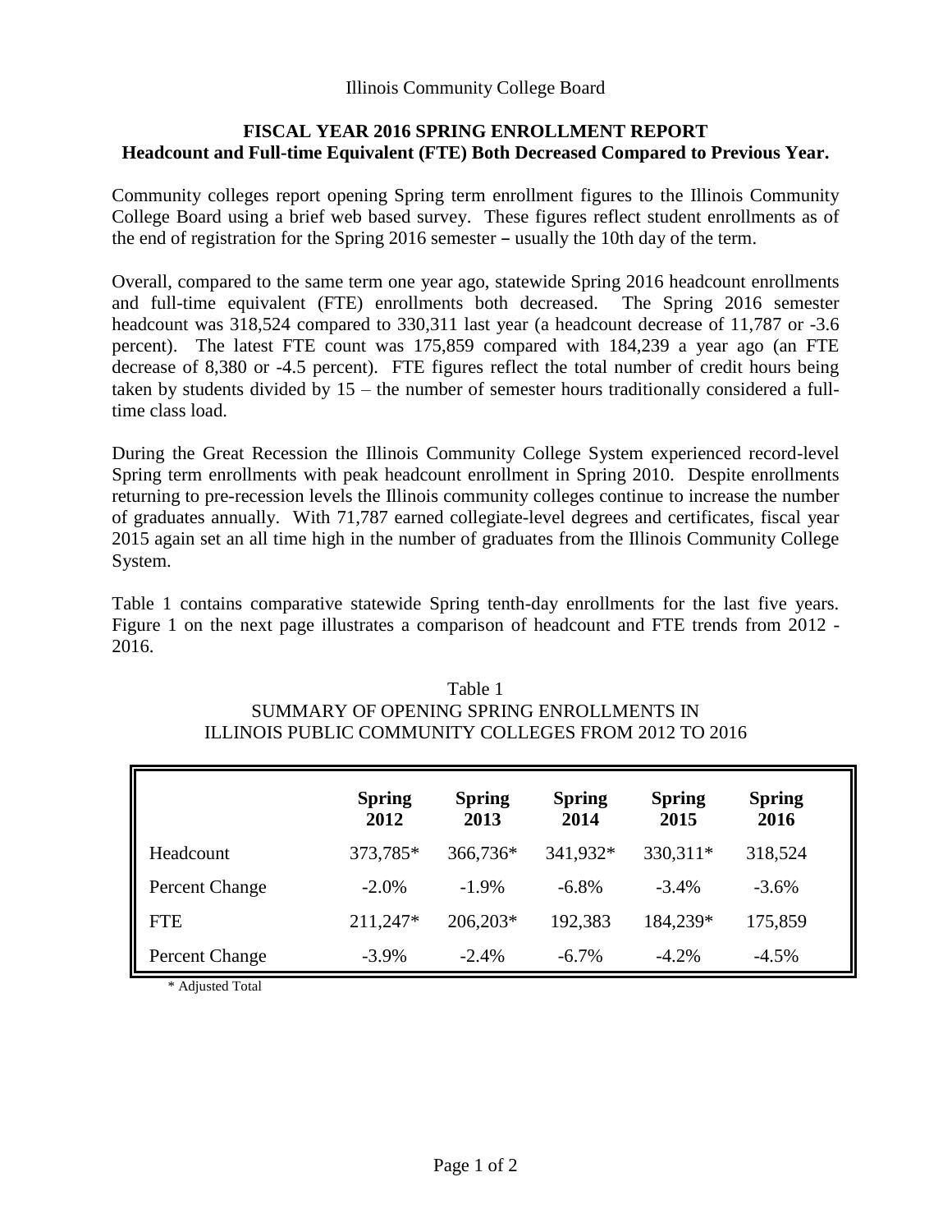Illinois Community College Board

## FISCAL YEAR 2016 SPRING ENROLLMENT REPORT
**Headcount and Full-time Equivalent (FTE) Both Decreased Compared to Previous Year.**

Community colleges report opening Spring term enrollment figures to the Illinois Community College Board using a brief web based survey. These figures reflect student enrollments as of the end of registration for the Spring 2016 semester – usually the 10th day of the term.

Overall, compared to the same term one year ago, statewide Spring 2016 headcount enrollments and full-time equivalent (FTE) enrollments both decreased. The Spring 2016 semester headcount was 318,524 compared to 330,311 last year (a headcount decrease of 11,787 or -3.6 percent). The latest FTE count was 175,859 compared with 184,239 a year ago (an FTE decrease of 8,380 or -4.5 percent). FTE figures reflect the total number of credit hours being taken by students divided by 15 – the number of semester hours traditionally considered a full-time class load.

During the Great Recession the Illinois Community College System experienced record-level Spring term enrollments with peak headcount enrollment in Spring 2010. Despite enrollments returning to pre-recession levels the Illinois community colleges continue to increase the number of graduates annually. With 71,787 earned collegiate-level degrees and certificates, fiscal year 2015 again set an all time high in the number of graduates from the Illinois Community College System.

Table 1 contains comparative statewide Spring tenth-day enrollments for the last five years. Figure 1 on the next page illustrates a comparison of headcount and FTE trends from 2012 - 2016.

Table 1
SUMMARY OF OPENING SPRING ENROLLMENTS IN
ILLINOIS PUBLIC COMMUNITY COLLEGES FROM 2012 TO 2016

| | Spring 2012 | Spring 2013 | Spring 2014 | Spring 2015 | Spring 2016 |
|---|---|---|---|---|---|
| Headcount | 373,785* | 366,736* | 341,932* | 330,311* | 318,524 |
| Percent Change | -2.0% | -1.9% | -6.8% | -3.4% | -3.6% |
| FTE | 211,247* | 206,203* | 192,383 | 184,239* | 175,859 |
| Percent Change | -3.9% | -2.4% | -6.7% | -4.2% | -4.5% |

* Adjusted Total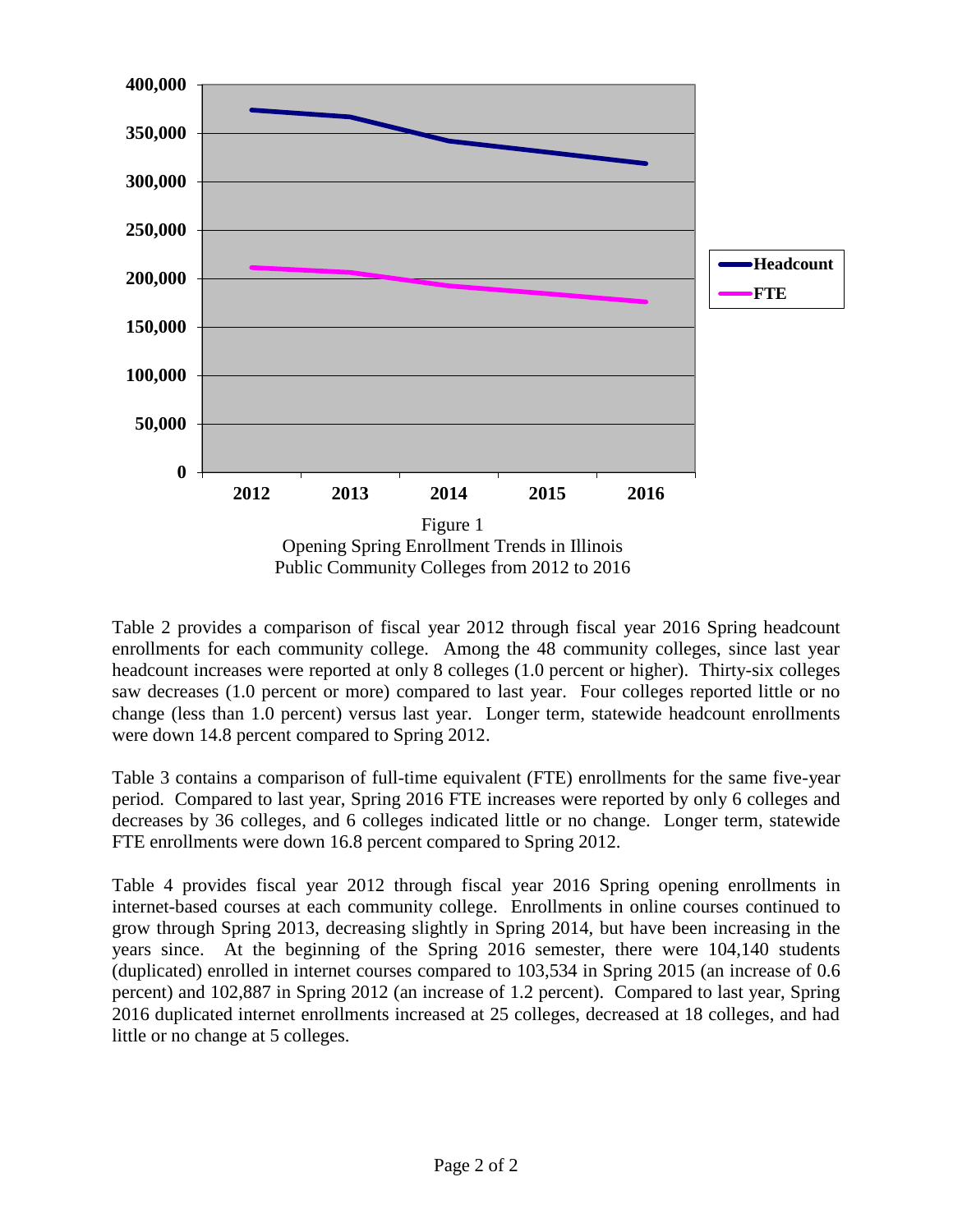Figure 1
Opening Spring Enrollment Trends in Illinois Public Community Colleges from 2012 to 2016

Table 2 provides a comparison of fiscal year 2012 through fiscal year 2016 Spring headcount enrollments for each community college. Among the 48 community colleges, since last year headcount increases were reported at only 8 colleges (1.0 percent or higher). Thirty-six colleges saw decreases (1.0 percent or more) compared to last year. Four colleges reported little or no change (less than 1.0 percent) versus last year. Longer term, statewide headcount enrollments were down 14.8 percent compared to Spring 2012.

Table 3 contains a comparison of full-time equivalent (FTE) enrollments for the same five-year period. Compared to last year, Spring 2016 FTE increases were reported by only 6 colleges and decreases by 36 colleges, and 6 colleges indicated little or no change. Longer term, statewide FTE enrollments were down 16.8 percent compared to Spring 2012.

Table 4 provides fiscal year 2012 through fiscal year 2016 Spring opening enrollments in internet-based courses at each community college. Enrollments in online courses continued to grow through Spring 2013, decreasing slightly in Spring 2014, but have been increasing in the years since. At the beginning of the Spring 2016 semester, there were 104,140 students (duplicated) enrolled in internet courses compared to 103,534 in Spring 2015 (an increase of 0.6 percent) and 102,887 in Spring 2012 (an increase of 1.2 percent). Compared to last year, Spring 2016 duplicated internet enrollments increased at 25 colleges, decreased at 18 colleges, and had little or no change at 5 colleges.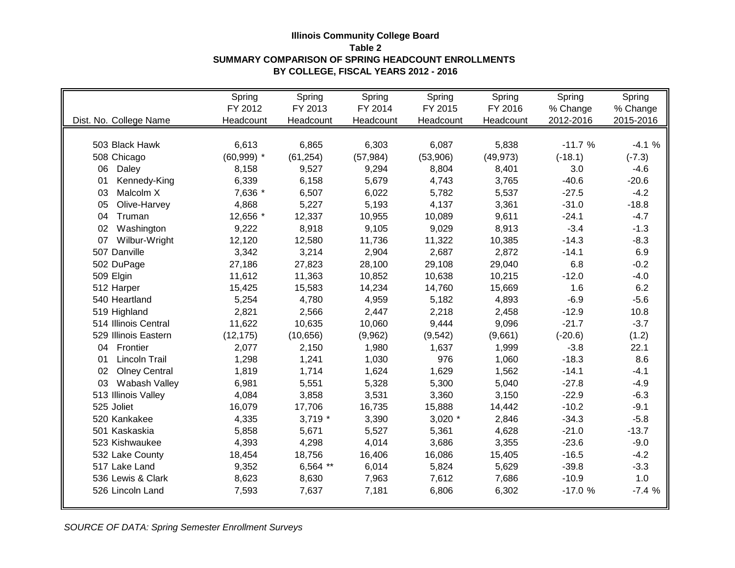**Illinois Community College Board**
**Table 2**
**SUMMARY COMPARISON OF SPRING HEADCOUNT ENROLLMENTS**
**BY COLLEGE, FISCAL YEARS 2012 - 2016**

| Dist. No. College Name | Spring FY 2012 Headcount | Spring FY 2013 Headcount | Spring FY 2014 Headcount | Spring FY 2015 Headcount | Spring FY 2016 Headcount | Spring % Change 2012-2016 | Spring % Change 2015-2016 |
|---|---|---|---|---|---|---|---|
| 503 Black Hawk | 6,613 | 6,865 | 6,303 | 6,087 | 5,838 | -11.7 % | -4.1 % |
| 508 Chicago | (60,999) * | (61,254) | (57,984) | (53,906) | (49,973) | (-18.1) | (-7.3) |
| 06 Daley | 8,158 | 9,527 | 9,294 | 8,804 | 8,401 | 3.0 | -4.6 |
| 01 Kennedy-King | 6,339 | 6,158 | 5,679 | 4,743 | 3,765 | -40.6 | -20.6 |
| 03 Malcolm X | 7,636 * | 6,507 | 6,022 | 5,782 | 5,537 | -27.5 | -4.2 |
| 05 Olive-Harvey | 4,868 | 5,227 | 5,193 | 4,137 | 3,361 | -31.0 | -18.8 |
| 04 Truman | 12,656 * | 12,337 | 10,955 | 10,089 | 9,611 | -24.1 | -4.7 |
| 02 Washington | 9,222 | 8,918 | 9,105 | 9,029 | 8,913 | -3.4 | -1.3 |
| 07 Wilbur-Wright | 12,120 | 12,580 | 11,736 | 11,322 | 10,385 | -14.3 | -8.3 |
| 507 Danville | 3,342 | 3,214 | 2,904 | 2,687 | 2,872 | -14.1 | 6.9 |
| 502 DuPage | 27,186 | 27,823 | 28,100 | 29,108 | 29,040 | 6.8 | -0.2 |
| 509 Elgin | 11,612 | 11,363 | 10,852 | 10,638 | 10,215 | -12.0 | -4.0 |
| 512 Harper | 15,425 | 15,583 | 14,234 | 14,760 | 15,669 | 1.6 | 6.2 |
| 540 Heartland | 5,254 | 4,780 | 4,959 | 5,182 | 4,893 | -6.9 | -5.6 |
| 519 Highland | 2,821 | 2,566 | 2,447 | 2,218 | 2,458 | -12.9 | 10.8 |
| 514 Illinois Central | 11,622 | 10,635 | 10,060 | 9,444 | 9,096 | -21.7 | -3.7 |
| 529 Illinois Eastern | (12,175) | (10,656) | (9,962) | (9,542) | (9,661) | (-20.6) | (1.2) |
| 04 Frontier | 2,077 | 2,150 | 1,980 | 1,637 | 1,999 | -3.8 | 22.1 |
| 01 Lincoln Trail | 1,298 | 1,241 | 1,030 | 976 | 1,060 | -18.3 | 8.6 |
| 02 Olney Central | 1,819 | 1,714 | 1,624 | 1,629 | 1,562 | -14.1 | -4.1 |
| 03 Wabash Valley | 6,981 | 5,551 | 5,328 | 5,300 | 5,040 | -27.8 | -4.9 |
| 513 Illinois Valley | 4,084 | 3,858 | 3,531 | 3,360 | 3,150 | -22.9 | -6.3 |
| 525 Joliet | 16,079 | 17,706 | 16,735 | 15,888 | 14,442 | -10.2 | -9.1 |
| 520 Kankakee | 4,335 | 3,719 * | 3,390 | 3,020 * | 2,846 | -34.3 | -5.8 |
| 501 Kaskaskia | 5,858 | 5,671 | 5,527 | 5,361 | 4,628 | -21.0 | -13.7 |
| 523 Kishwaukee | 4,393 | 4,298 | 4,014 | 3,686 | 3,355 | -23.6 | -9.0 |
| 532 Lake County | 18,454 | 18,756 | 16,406 | 16,086 | 15,405 | -16.5 | -4.2 |
| 517 Lake Land | 9,352 | 6,564 ** | 6,014 | 5,824 | 5,629 | -39.8 | -3.3 |
| 536 Lewis & Clark | 8,623 | 8,630 | 7,963 | 7,612 | 7,686 | -10.9 | 1.0 |
| 526 Lincoln Land | 7,593 | 7,637 | 7,181 | 6,806 | 6,302 | -17.0 % | -7.4 % |

*SOURCE OF DATA: Spring Semester Enrollment Surveys*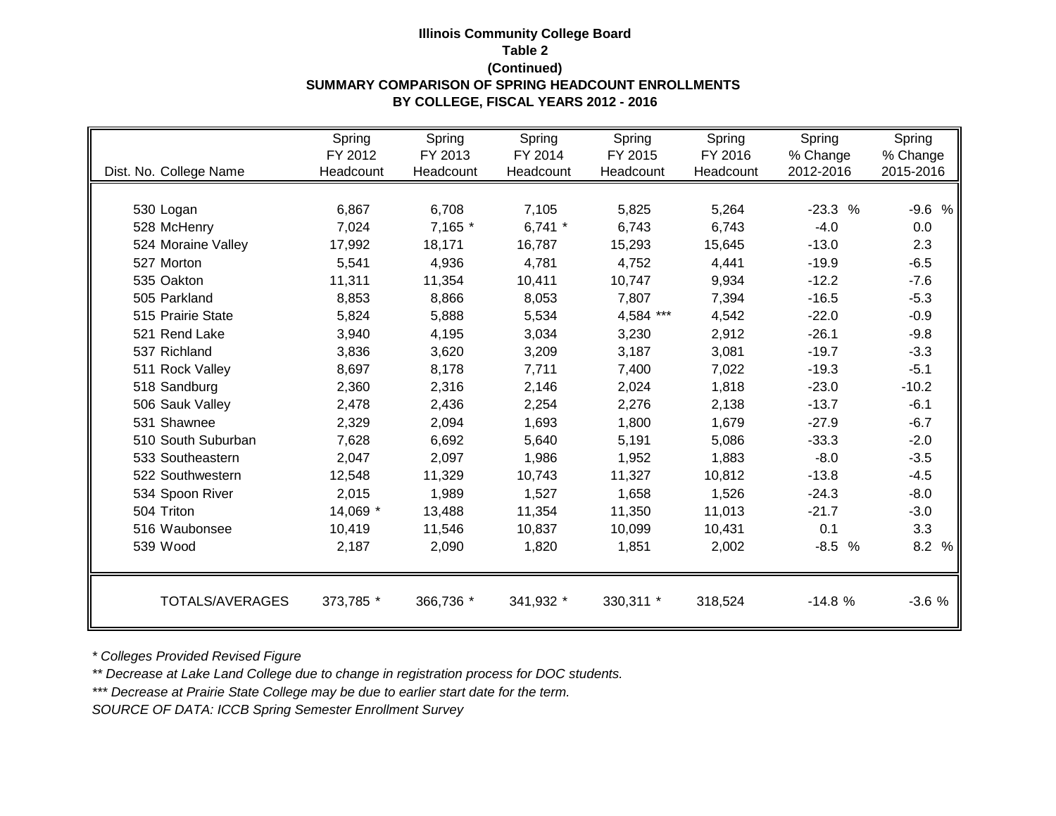**Illinois Community College Board**
**Table 2**
**(Continued)**
**SUMMARY COMPARISON OF SPRING HEADCOUNT ENROLLMENTS**
**BY COLLEGE, FISCAL YEARS 2012 - 2016**

| Dist. No. College Name | Spring FY 2012 Headcount | Spring FY 2013 Headcount | Spring FY 2014 Headcount | Spring FY 2015 Headcount | Spring FY 2016 Headcount | Spring % Change 2012-2016 | Spring % Change 2015-2016 |
|---|---|---|---|---|---|---|---|
| 530 Logan | 6,867 | 6,708 | 7,105 | 5,825 | 5,264 | -23.3 % | -9.6 % |
| 528 McHenry | 7,024 | 7,165 * | 6,741 * | 6,743 | 6,743 | -4.0 | 0.0 |
| 524 Moraine Valley | 17,992 | 18,171 | 16,787 | 15,293 | 15,645 | -13.0 | 2.3 |
| 527 Morton | 5,541 | 4,936 | 4,781 | 4,752 | 4,441 | -19.9 | -6.5 |
| 535 Oakton | 11,311 | 11,354 | 10,411 | 10,747 | 9,934 | -12.2 | -7.6 |
| 505 Parkland | 8,853 | 8,866 | 8,053 | 7,807 | 7,394 | -16.5 | -5.3 |
| 515 Prairie State | 5,824 | 5,888 | 5,534 | 4,584 *** | 4,542 | -22.0 | -0.9 |
| 521 Rend Lake | 3,940 | 4,195 | 3,034 | 3,230 | 2,912 | -26.1 | -9.8 |
| 537 Richland | 3,836 | 3,620 | 3,209 | 3,187 | 3,081 | -19.7 | -3.3 |
| 511 Rock Valley | 8,697 | 8,178 | 7,711 | 7,400 | 7,022 | -19.3 | -5.1 |
| 518 Sandburg | 2,360 | 2,316 | 2,146 | 2,024 | 1,818 | -23.0 | -10.2 |
| 506 Sauk Valley | 2,478 | 2,436 | 2,254 | 2,276 | 2,138 | -13.7 | -6.1 |
| 531 Shawnee | 2,329 | 2,094 | 1,693 | 1,800 | 1,679 | -27.9 | -6.7 |
| 510 South Suburban | 7,628 | 6,692 | 5,640 | 5,191 | 5,086 | -33.3 | -2.0 |
| 533 Southeastern | 2,047 | 2,097 | 1,986 | 1,952 | 1,883 | -8.0 | -3.5 |
| 522 Southwestern | 12,548 | 11,329 | 10,743 | 11,327 | 10,812 | -13.8 | -4.5 |
| 534 Spoon River | 2,015 | 1,989 | 1,527 | 1,658 | 1,526 | -24.3 | -8.0 |
| 504 Triton | 14,069 * | 13,488 | 11,354 | 11,350 | 11,013 | -21.7 | -3.0 |
| 516 Waubonsee | 10,419 | 11,546 | 10,837 | 10,099 | 10,431 | 0.1 | 3.3 |
| 539 Wood | 2,187 | 2,090 | 1,820 | 1,851 | 2,002 | -8.5 % | 8.2 % |
| TOTALS/AVERAGES | 373,785 * | 366,736 * | 341,932 * | 330,311 * | 318,524 | -14.8 % | -3.6 % |

*\* Colleges Provided Revised Figure*

*\*\* Decrease at Lake Land College due to change in registration process for DOC students.*

*\*\*\* Decrease at Prairie State College may be due to earlier start date for the term.*

*SOURCE OF DATA: ICCB Spring Semester Enrollment Survey*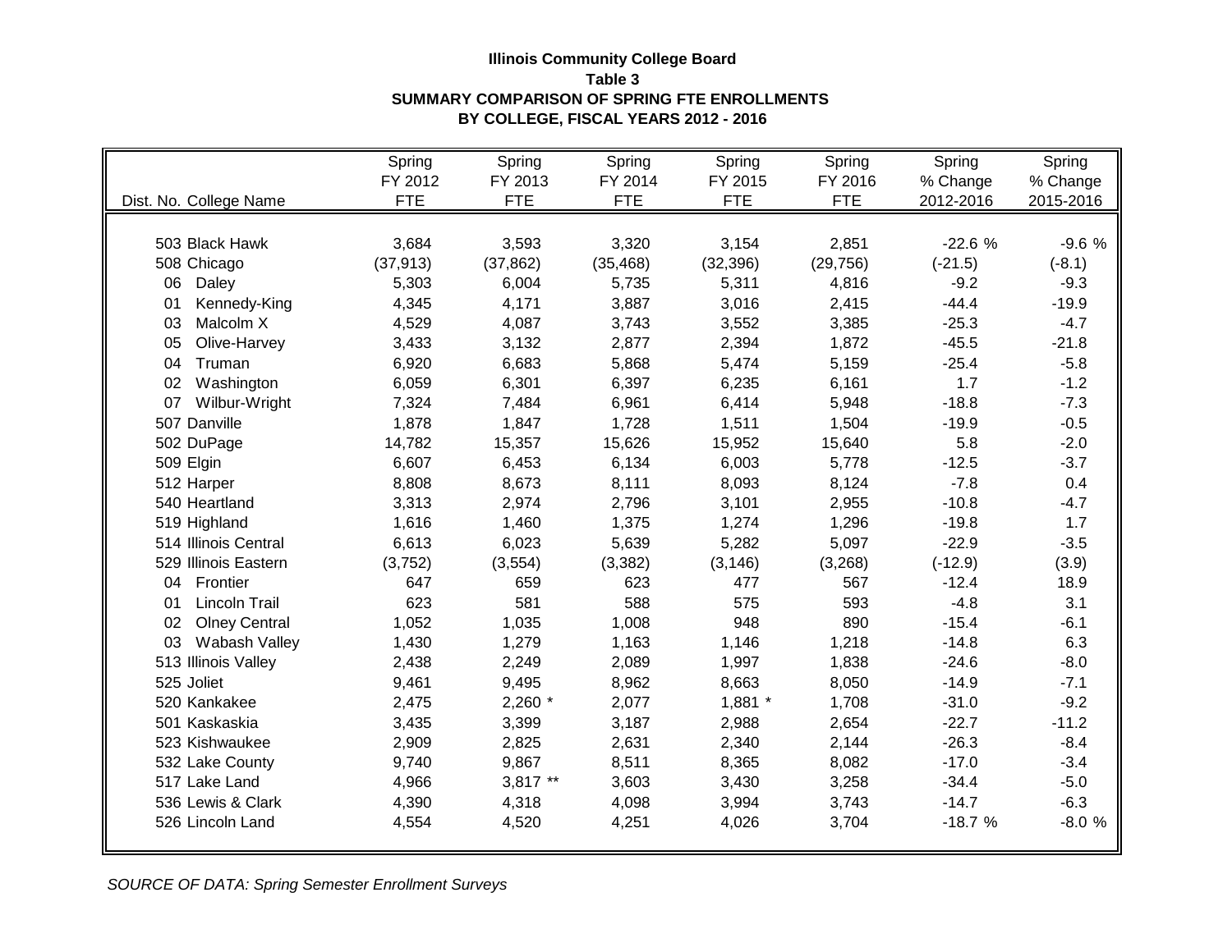**Illinois Community College Board**
**Table 3**
**SUMMARY COMPARISON OF SPRING FTE ENROLLMENTS**
**BY COLLEGE, FISCAL YEARS 2012 - 2016**

| Dist. No. College Name | Spring FY 2012 FTE | Spring FY 2013 FTE | Spring FY 2014 FTE | Spring FY 2015 FTE | Spring FY 2016 FTE | Spring % Change 2012-2016 | Spring % Change 2015-2016 |
|---|---|---|---|---|---|---|---|
| 503 Black Hawk | 3,684 | 3,593 | 3,320 | 3,154 | 2,851 | -22.6 % | -9.6 % |
| 508 Chicago | (37,913) | (37,862) | (35,468) | (32,396) | (29,756) | (-21.5) | (-8.1) |
| 06 Daley | 5,303 | 6,004 | 5,735 | 5,311 | 4,816 | -9.2 | -9.3 |
| 01 Kennedy-King | 4,345 | 4,171 | 3,887 | 3,016 | 2,415 | -44.4 | -19.9 |
| 03 Malcolm X | 4,529 | 4,087 | 3,743 | 3,552 | 3,385 | -25.3 | -4.7 |
| 05 Olive-Harvey | 3,433 | 3,132 | 2,877 | 2,394 | 1,872 | -45.5 | -21.8 |
| 04 Truman | 6,920 | 6,683 | 5,868 | 5,474 | 5,159 | -25.4 | -5.8 |
| 02 Washington | 6,059 | 6,301 | 6,397 | 6,235 | 6,161 | 1.7 | -1.2 |
| 07 Wilbur-Wright | 7,324 | 7,484 | 6,961 | 6,414 | 5,948 | -18.8 | -7.3 |
| 507 Danville | 1,878 | 1,847 | 1,728 | 1,511 | 1,504 | -19.9 | -0.5 |
| 502 DuPage | 14,782 | 15,357 | 15,626 | 15,952 | 15,640 | 5.8 | -2.0 |
| 509 Elgin | 6,607 | 6,453 | 6,134 | 6,003 | 5,778 | -12.5 | -3.7 |
| 512 Harper | 8,808 | 8,673 | 8,111 | 8,093 | 8,124 | -7.8 | 0.4 |
| 540 Heartland | 3,313 | 2,974 | 2,796 | 3,101 | 2,955 | -10.8 | -4.7 |
| 519 Highland | 1,616 | 1,460 | 1,375 | 1,274 | 1,296 | -19.8 | 1.7 |
| 514 Illinois Central | 6,613 | 6,023 | 5,639 | 5,282 | 5,097 | -22.9 | -3.5 |
| 529 Illinois Eastern | (3,752) | (3,554) | (3,382) | (3,146) | (3,268) | (-12.9) | (3.9) |
| 04 Frontier | 647 | 659 | 623 | 477 | 567 | -12.4 | 18.9 |
| 01 Lincoln Trail | 623 | 581 | 588 | 575 | 593 | -4.8 | 3.1 |
| 02 Olney Central | 1,052 | 1,035 | 1,008 | 948 | 890 | -15.4 | -6.1 |
| 03 Wabash Valley | 1,430 | 1,279 | 1,163 | 1,146 | 1,218 | -14.8 | 6.3 |
| 513 Illinois Valley | 2,438 | 2,249 | 2,089 | 1,997 | 1,838 | -24.6 | -8.0 |
| 525 Joliet | 9,461 | 9,495 | 8,962 | 8,663 | 8,050 | -14.9 | -7.1 |
| 520 Kankakee | 2,475 | 2,260 * | 2,077 | 1,881 * | 1,708 | -31.0 | -9.2 |
| 501 Kaskaskia | 3,435 | 3,399 | 3,187 | 2,988 | 2,654 | -22.7 | -11.2 |
| 523 Kishwaukee | 2,909 | 2,825 | 2,631 | 2,340 | 2,144 | -26.3 | -8.4 |
| 532 Lake County | 9,740 | 9,867 | 8,511 | 8,365 | 8,082 | -17.0 | -3.4 |
| 517 Lake Land | 4,966 | 3,817 ** | 3,603 | 3,430 | 3,258 | -34.4 | -5.0 |
| 536 Lewis & Clark | 4,390 | 4,318 | 4,098 | 3,994 | 3,743 | -14.7 | -6.3 |
| 526 Lincoln Land | 4,554 | 4,520 | 4,251 | 4,026 | 3,704 | -18.7 % | -8.0 % |

*SOURCE OF DATA: Spring Semester Enrollment Surveys*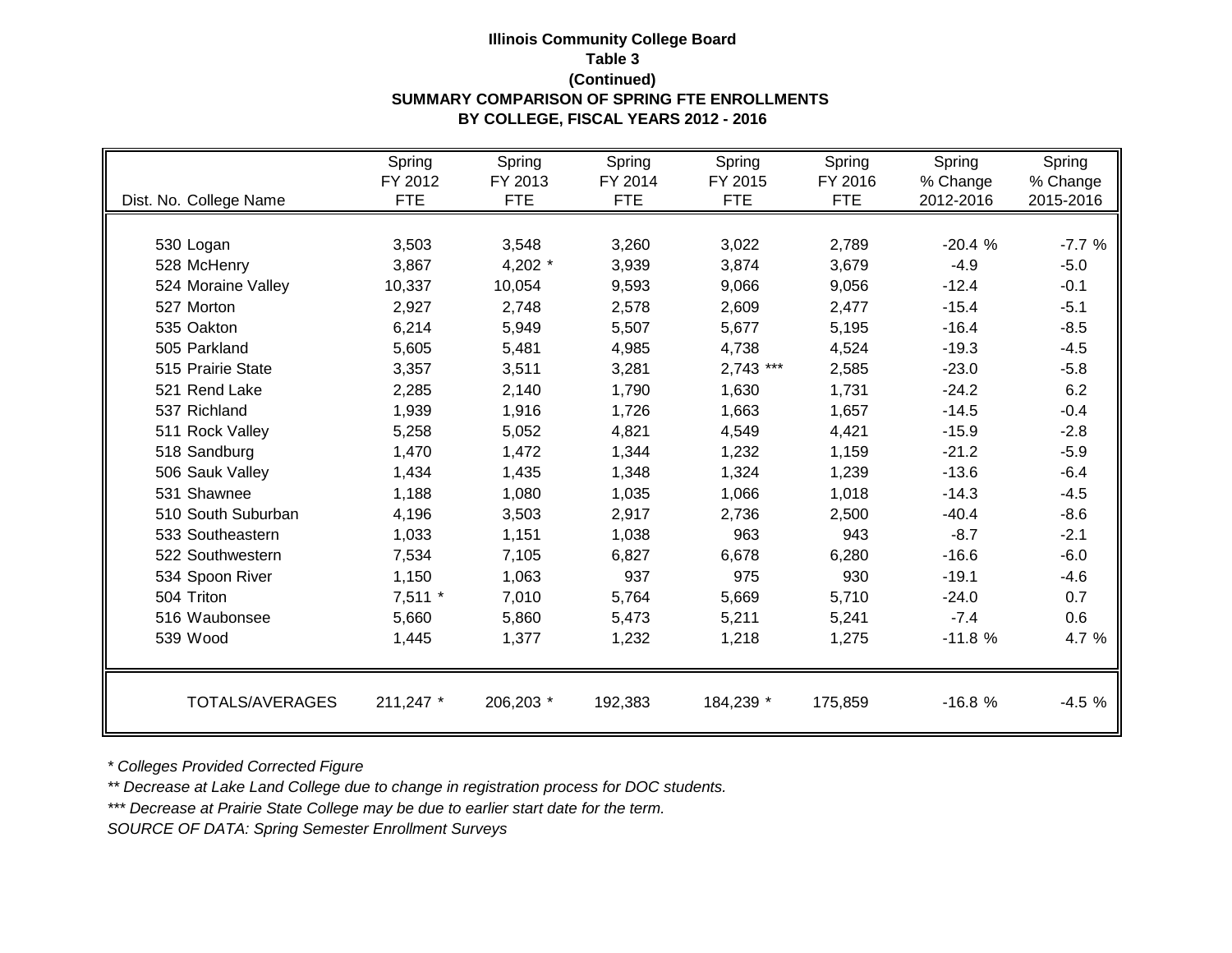**Illinois Community College Board**
**Table 3**
**(Continued)**
**SUMMARY COMPARISON OF SPRING FTE ENROLLMENTS**
**BY COLLEGE, FISCAL YEARS 2012 - 2016**

| Dist. No. College Name | Spring FY 2012 FTE | Spring FY 2013 FTE | Spring FY 2014 FTE | Spring FY 2015 FTE | Spring FY 2016 FTE | Spring % Change 2012-2016 | Spring % Change 2015-2016 |
|---|---|---|---|---|---|---|---|
| 530 Logan | 3,503 | 3,548 | 3,260 | 3,022 | 2,789 | -20.4 % | -7.7 % |
| 528 McHenry | 3,867 | 4,202 * | 3,939 | 3,874 | 3,679 | -4.9 | -5.0 |
| 524 Moraine Valley | 10,337 | 10,054 | 9,593 | 9,066 | 9,056 | -12.4 | -0.1 |
| 527 Morton | 2,927 | 2,748 | 2,578 | 2,609 | 2,477 | -15.4 | -5.1 |
| 535 Oakton | 6,214 | 5,949 | 5,507 | 5,677 | 5,195 | -16.4 | -8.5 |
| 505 Parkland | 5,605 | 5,481 | 4,985 | 4,738 | 4,524 | -19.3 | -4.5 |
| 515 Prairie State | 3,357 | 3,511 | 3,281 | 2,743 *** | 2,585 | -23.0 | -5.8 |
| 521 Rend Lake | 2,285 | 2,140 | 1,790 | 1,630 | 1,731 | -24.2 | 6.2 |
| 537 Richland | 1,939 | 1,916 | 1,726 | 1,663 | 1,657 | -14.5 | -0.4 |
| 511 Rock Valley | 5,258 | 5,052 | 4,821 | 4,549 | 4,421 | -15.9 | -2.8 |
| 518 Sandburg | 1,470 | 1,472 | 1,344 | 1,232 | 1,159 | -21.2 | -5.9 |
| 506 Sauk Valley | 1,434 | 1,435 | 1,348 | 1,324 | 1,239 | -13.6 | -6.4 |
| 531 Shawnee | 1,188 | 1,080 | 1,035 | 1,066 | 1,018 | -14.3 | -4.5 |
| 510 South Suburban | 4,196 | 3,503 | 2,917 | 2,736 | 2,500 | -40.4 | -8.6 |
| 533 Southeastern | 1,033 | 1,151 | 1,038 | 963 | 943 | -8.7 | -2.1 |
| 522 Southwestern | 7,534 | 7,105 | 6,827 | 6,678 | 6,280 | -16.6 | -6.0 |
| 534 Spoon River | 1,150 | 1,063 | 937 | 975 | 930 | -19.1 | -4.6 |
| 504 Triton | 7,511 * | 7,010 | 5,764 | 5,669 | 5,710 | -24.0 | 0.7 |
| 516 Waubonsee | 5,660 | 5,860 | 5,473 | 5,211 | 5,241 | -7.4 | 0.6 |
| 539 Wood | 1,445 | 1,377 | 1,232 | 1,218 | 1,275 | -11.8 % | 4.7 % |
| TOTALS/AVERAGES | 211,247 * | 206,203 * | 192,383 | 184,239 * | 175,859 | -16.8 % | -4.5 % |

*\* Colleges Provided Corrected Figure*
*\*\* Decrease at Lake Land College due to change in registration process for DOC students.*
*\*\*\* Decrease at Prairie State College may be due to earlier start date for the term.*
*SOURCE OF DATA: Spring Semester Enrollment Surveys*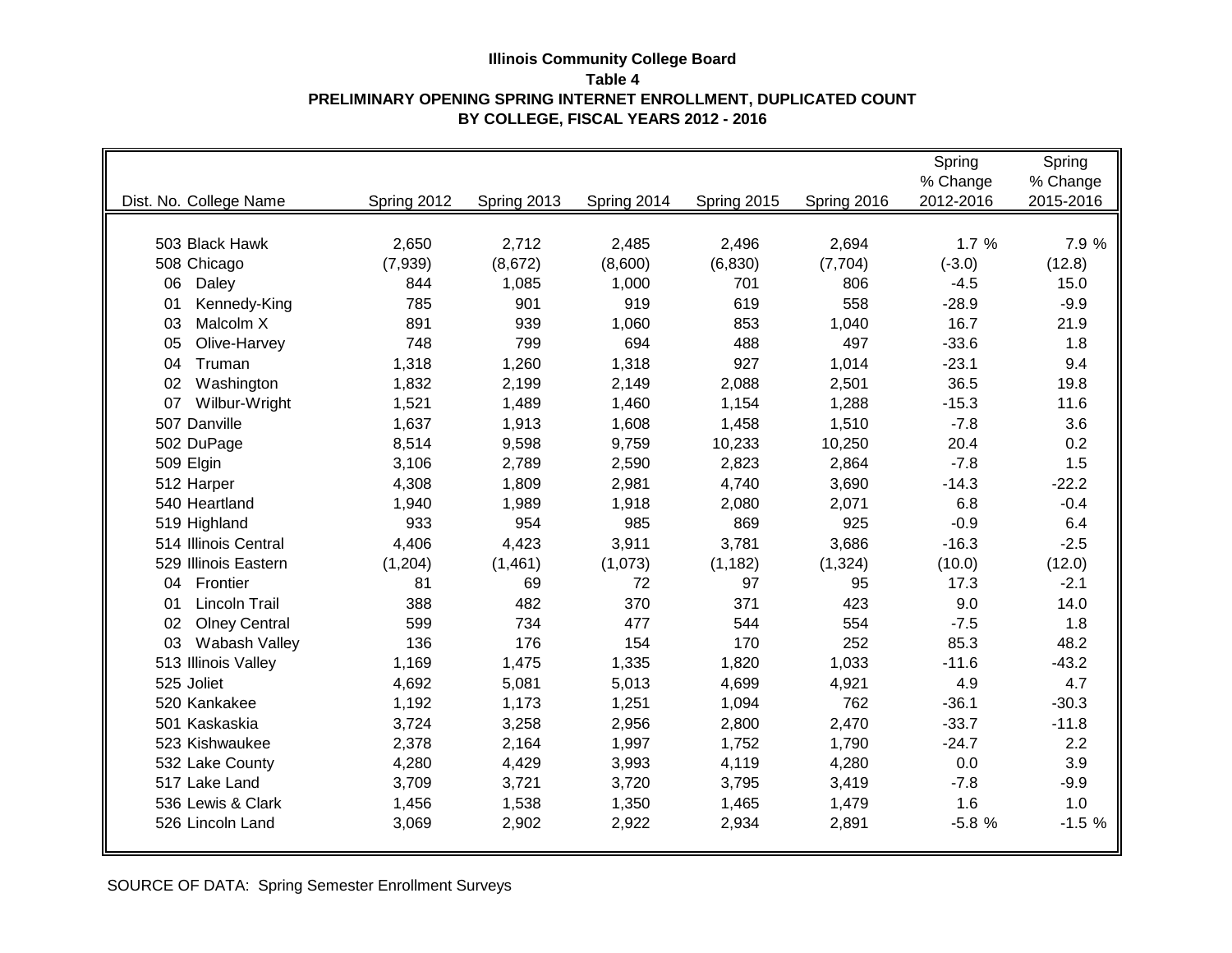**Illinois Community College Board**
**Table 4**
**PRELIMINARY OPENING SPRING INTERNET ENROLLMENT, DUPLICATED COUNT**
**BY COLLEGE, FISCAL YEARS 2012 - 2016**

| Dist. No. | College Name | Spring 2012 | Spring 2013 | Spring 2014 | Spring 2015 | Spring 2016 | Spring % Change 2012-2016 | Spring % Change 2015-2016 |
|---|---|---|---|---|---|---|---|---|
| 503 | Black Hawk | 2,650 | 2,712 | 2,485 | 2,496 | 2,694 | 1.7 % | 7.9 % |
| 508 | Chicago | (7,939) | (8,672) | (8,600) | (6,830) | (7,704) | (-3.0) | (12.8) |
| 06 | Daley | 844 | 1,085 | 1,000 | 701 | 806 | -4.5 | 15.0 |
| 01 | Kennedy-King | 785 | 901 | 919 | 619 | 558 | -28.9 | -9.9 |
| 03 | Malcolm X | 891 | 939 | 1,060 | 853 | 1,040 | 16.7 | 21.9 |
| 05 | Olive-Harvey | 748 | 799 | 694 | 488 | 497 | -33.6 | 1.8 |
| 04 | Truman | 1,318 | 1,260 | 1,318 | 927 | 1,014 | -23.1 | 9.4 |
| 02 | Washington | 1,832 | 2,199 | 2,149 | 2,088 | 2,501 | 36.5 | 19.8 |
| 07 | Wilbur-Wright | 1,521 | 1,489 | 1,460 | 1,154 | 1,288 | -15.3 | 11.6 |
| 507 | Danville | 1,637 | 1,913 | 1,608 | 1,458 | 1,510 | -7.8 | 3.6 |
| 502 | DuPage | 8,514 | 9,598 | 9,759 | 10,233 | 10,250 | 20.4 | 0.2 |
| 509 | Elgin | 3,106 | 2,789 | 2,590 | 2,823 | 2,864 | -7.8 | 1.5 |
| 512 | Harper | 4,308 | 1,809 | 2,981 | 4,740 | 3,690 | -14.3 | -22.2 |
| 540 | Heartland | 1,940 | 1,989 | 1,918 | 2,080 | 2,071 | 6.8 | -0.4 |
| 519 | Highland | 933 | 954 | 985 | 869 | 925 | -0.9 | 6.4 |
| 514 | Illinois Central | 4,406 | 4,423 | 3,911 | 3,781 | 3,686 | -16.3 | -2.5 |
| 529 | Illinois Eastern | (1,204) | (1,461) | (1,073) | (1,182) | (1,324) | (10.0) | (12.0) |
| 04 | Frontier | 81 | 69 | 72 | 97 | 95 | 17.3 | -2.1 |
| 01 | Lincoln Trail | 388 | 482 | 370 | 371 | 423 | 9.0 | 14.0 |
| 02 | Olney Central | 599 | 734 | 477 | 544 | 554 | -7.5 | 1.8 |
| 03 | Wabash Valley | 136 | 176 | 154 | 170 | 252 | 85.3 | 48.2 |
| 513 | Illinois Valley | 1,169 | 1,475 | 1,335 | 1,820 | 1,033 | -11.6 | -43.2 |
| 525 | Joliet | 4,692 | 5,081 | 5,013 | 4,699 | 4,921 | 4.9 | 4.7 |
| 520 | Kankakee | 1,192 | 1,173 | 1,251 | 1,094 | 762 | -36.1 | -30.3 |
| 501 | Kaskaskia | 3,724 | 3,258 | 2,956 | 2,800 | 2,470 | -33.7 | -11.8 |
| 523 | Kishwaukee | 2,378 | 2,164 | 1,997 | 1,752 | 1,790 | -24.7 | 2.2 |
| 532 | Lake County | 4,280 | 4,429 | 3,993 | 4,119 | 4,280 | 0.0 | 3.9 |
| 517 | Lake Land | 3,709 | 3,721 | 3,720 | 3,795 | 3,419 | -7.8 | -9.9 |
| 536 | Lewis & Clark | 1,456 | 1,538 | 1,350 | 1,465 | 1,479 | 1.6 | 1.0 |
| 526 | Lincoln Land | 3,069 | 2,902 | 2,922 | 2,934 | 2,891 | -5.8 % | -1.5 % |

SOURCE OF DATA: Spring Semester Enrollment Surveys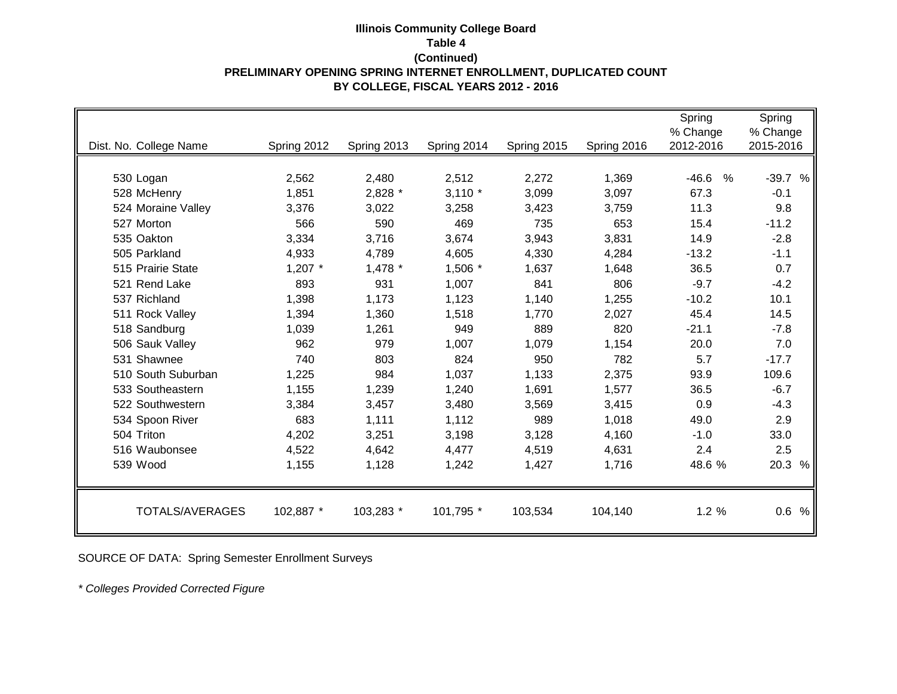**Illinois Community College Board**
**Table 4**
**(Continued)**
**PRELIMINARY OPENING SPRING INTERNET ENROLLMENT, DUPLICATED COUNT**
**BY COLLEGE, FISCAL YEARS 2012 - 2016**

| Dist. No. | College Name | Spring 2012 | Spring 2013 | Spring 2014 | Spring 2015 | Spring 2016 | Spring % Change 2012-2016 | Spring % Change 2015-2016 |
|---|---|---|---|---|---|---|---|---|
| 530 | Logan | 2,562 | 2,480 | 2,512 | 2,272 | 1,369 | -46.6 % | -39.7 % |
| 528 | McHenry | 1,851 | 2,828 * | 3,110 * | 3,099 | 3,097 | 67.3 | -0.1 |
| 524 | Moraine Valley | 3,376 | 3,022 | 3,258 | 3,423 | 3,759 | 11.3 | 9.8 |
| 527 | Morton | 566 | 590 | 469 | 735 | 653 | 15.4 | -11.2 |
| 535 | Oakton | 3,334 | 3,716 | 3,674 | 3,943 | 3,831 | 14.9 | -2.8 |
| 505 | Parkland | 4,933 | 4,789 | 4,605 | 4,330 | 4,284 | -13.2 | -1.1 |
| 515 | Prairie State | 1,207 * | 1,478 * | 1,506 * | 1,637 | 1,648 | 36.5 | 0.7 |
| 521 | Rend Lake | 893 | 931 | 1,007 | 841 | 806 | -9.7 | -4.2 |
| 537 | Richland | 1,398 | 1,173 | 1,123 | 1,140 | 1,255 | -10.2 | 10.1 |
| 511 | Rock Valley | 1,394 | 1,360 | 1,518 | 1,770 | 2,027 | 45.4 | 14.5 |
| 518 | Sandburg | 1,039 | 1,261 | 949 | 889 | 820 | -21.1 | -7.8 |
| 506 | Sauk Valley | 962 | 979 | 1,007 | 1,079 | 1,154 | 20.0 | 7.0 |
| 531 | Shawnee | 740 | 803 | 824 | 950 | 782 | 5.7 | -17.7 |
| 510 | South Suburban | 1,225 | 984 | 1,037 | 1,133 | 2,375 | 93.9 | 109.6 |
| 533 | Southeastern | 1,155 | 1,239 | 1,240 | 1,691 | 1,577 | 36.5 | -6.7 |
| 522 | Southwestern | 3,384 | 3,457 | 3,480 | 3,569 | 3,415 | 0.9 | -4.3 |
| 534 | Spoon River | 683 | 1,111 | 1,112 | 989 | 1,018 | 49.0 | 2.9 |
| 504 | Triton | 4,202 | 3,251 | 3,198 | 3,128 | 4,160 | -1.0 | 33.0 |
| 516 | Waubonsee | 4,522 | 4,642 | 4,477 | 4,519 | 4,631 | 2.4 | 2.5 |
| 539 | Wood | 1,155 | 1,128 | 1,242 | 1,427 | 1,716 | 48.6 % | 20.3 % |
| | TOTALS/AVERAGES | 102,887 * | 103,283 * | 101,795 * | 103,534 | 104,140 | 1.2 % | 0.6 % |

SOURCE OF DATA: Spring Semester Enrollment Surveys

*\* Colleges Provided Corrected Figure*